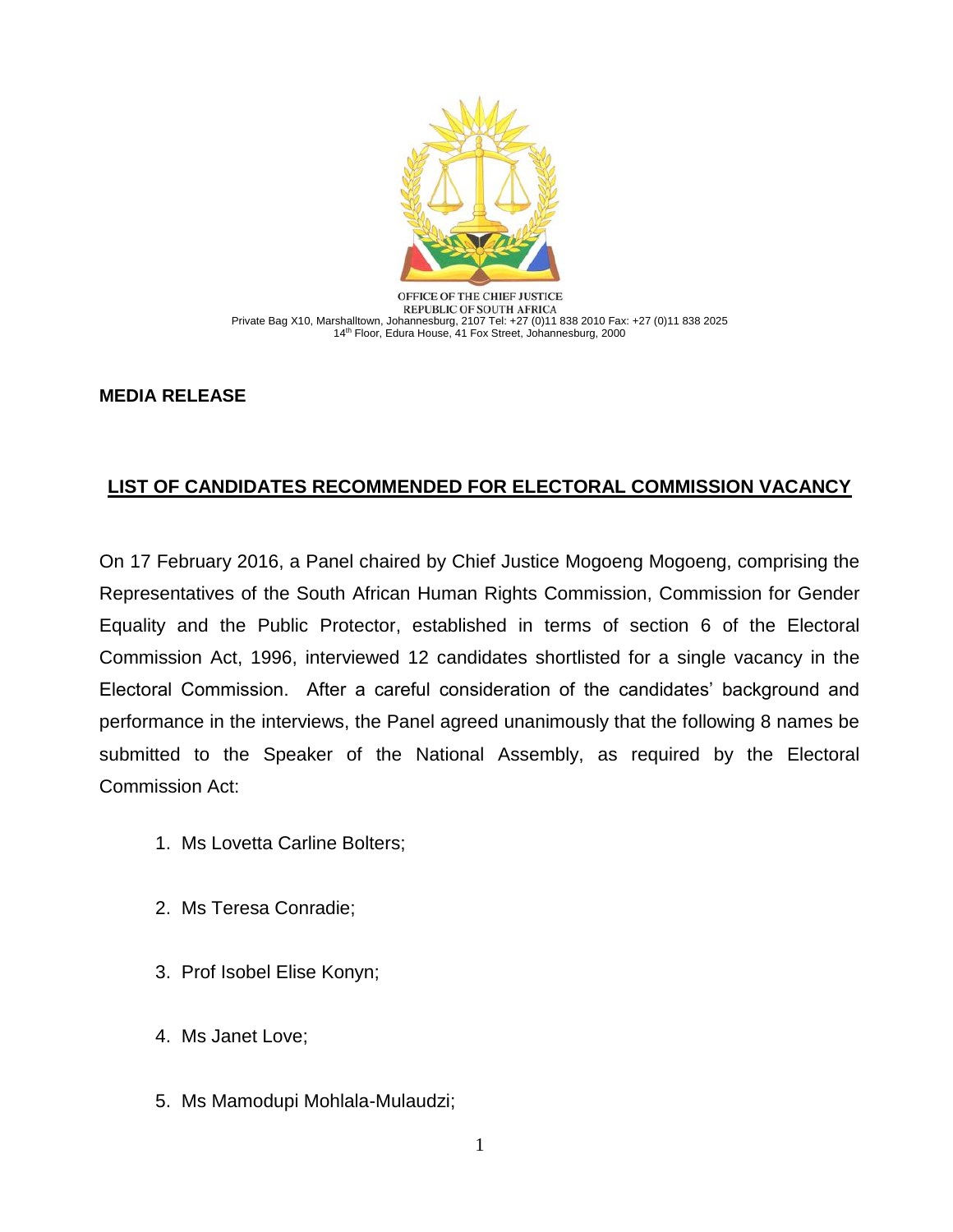OFFICE OF THE CHIEF JUSTICE
REPUBLIC OF SOUTH AFRICA
Private Bag X10, Marshalltown, Johannesburg, 2107 Tel: +27 (0)11 838 2010 Fax: +27 (0)11 838 2025
14th Floor, Edura House, 41 Fox Street, Johannesburg, 2000

**MEDIA RELEASE**

## LIST OF CANDIDATES RECOMMENDED FOR ELECTORAL COMMISSION VACANCY

On 17 February 2016, a Panel chaired by Chief Justice Mogoeng Mogoeng, comprising the Representatives of the South African Human Rights Commission, Commission for Gender Equality and the Public Protector, established in terms of section 6 of the Electoral Commission Act, 1996, interviewed 12 candidates shortlisted for a single vacancy in the Electoral Commission. After a careful consideration of the candidates' background and performance in the interviews, the Panel agreed unanimously that the following 8 names be submitted to the Speaker of the National Assembly, as required by the Electoral Commission Act:

1. Ms Lovetta Carline Bolters;
2. Ms Teresa Conradie;
3. Prof Isobel Elise Konyn;
4. Ms Janet Love;
5. Ms Mamodupi Mohlala-Mulaudzi;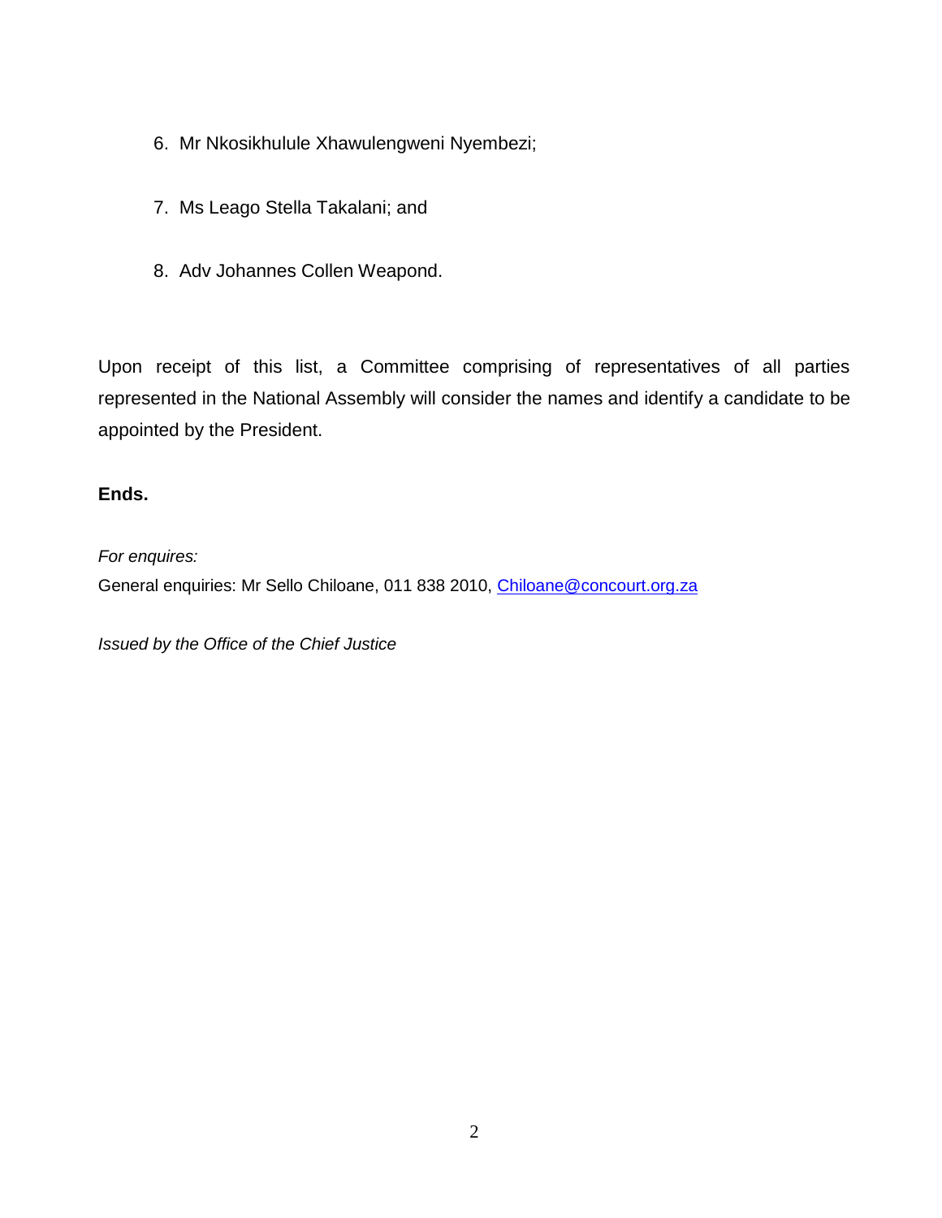6. Mr Nkosikhulule Xhawulengweni Nyembezi;
7. Ms Leago Stella Takalani; and
8. Adv Johannes Collen Weapond.

Upon receipt of this list, a Committee comprising of representatives of all parties represented in the National Assembly will consider the names and identify a candidate to be appointed by the President.

**Ends.**

*For enquires:*

General enquiries: Mr Sello Chiloane, 011 838 2010, Chiloane@concourt.org.za

*Issued by the Office of the Chief Justice*